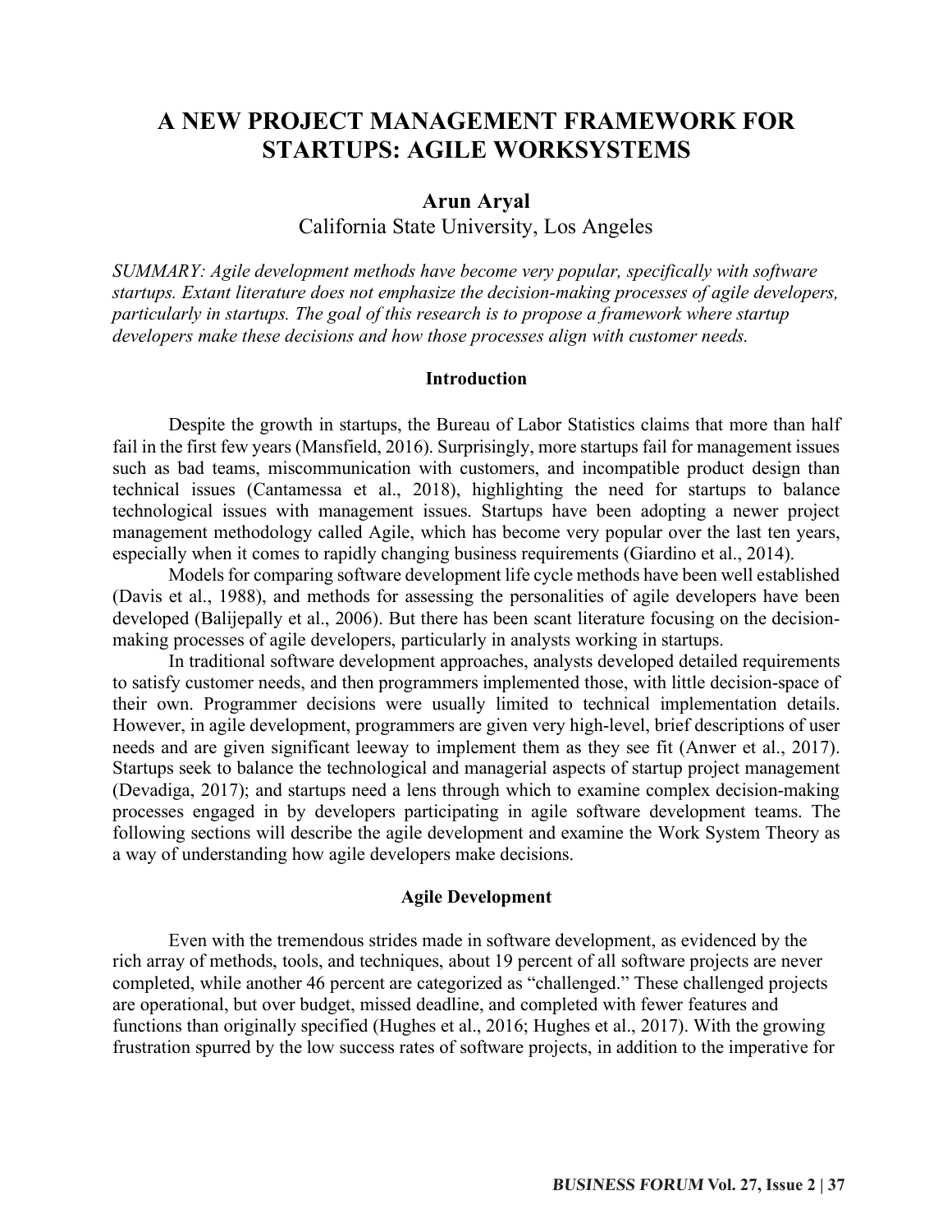# A NEW PROJECT MANAGEMENT FRAMEWORK FOR STARTUPS: AGILE WORKSYSTEMS

**Arun Aryal**

California State University, Los Angeles

*SUMMARY: Agile development methods have become very popular, specifically with software startups. Extant literature does not emphasize the decision-making processes of agile developers, particularly in startups. The goal of this research is to propose a framework where startup developers make these decisions and how those processes align with customer needs.*

## Introduction

Despite the growth in startups, the Bureau of Labor Statistics claims that more than half fail in the first few years (Mansfield, 2016). Surprisingly, more startups fail for management issues such as bad teams, miscommunication with customers, and incompatible product design than technical issues (Cantamessa et al., 2018), highlighting the need for startups to balance technological issues with management issues. Startups have been adopting a newer project management methodology called Agile, which has become very popular over the last ten years, especially when it comes to rapidly changing business requirements (Giardino et al., 2014).

Models for comparing software development life cycle methods have been well established (Davis et al., 1988), and methods for assessing the personalities of agile developers have been developed (Balijepally et al., 2006). But there has been scant literature focusing on the decision-making processes of agile developers, particularly in analysts working in startups.

In traditional software development approaches, analysts developed detailed requirements to satisfy customer needs, and then programmers implemented those, with little decision-space of their own. Programmer decisions were usually limited to technical implementation details. However, in agile development, programmers are given very high-level, brief descriptions of user needs and are given significant leeway to implement them as they see fit (Anwer et al., 2017). Startups seek to balance the technological and managerial aspects of startup project management (Devadiga, 2017); and startups need a lens through which to examine complex decision-making processes engaged in by developers participating in agile software development teams. The following sections will describe the agile development and examine the Work System Theory as a way of understanding how agile developers make decisions.

## Agile Development

Even with the tremendous strides made in software development, as evidenced by the rich array of methods, tools, and techniques, about 19 percent of all software projects are never completed, while another 46 percent are categorized as "challenged." These challenged projects are operational, but over budget, missed deadline, and completed with fewer features and functions than originally specified (Hughes et al., 2016; Hughes et al., 2017). With the growing frustration spurred by the low success rates of software projects, in addition to the imperative for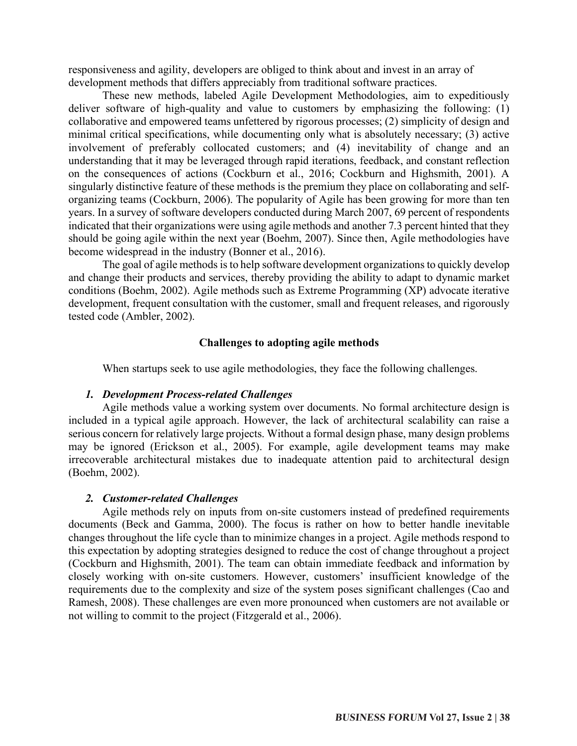responsiveness and agility, developers are obliged to think about and invest in an array of development methods that differs appreciably from traditional software practices.

These new methods, labeled Agile Development Methodologies, aim to expeditiously deliver software of high-quality and value to customers by emphasizing the following: (1) collaborative and empowered teams unfettered by rigorous processes; (2) simplicity of design and minimal critical specifications, while documenting only what is absolutely necessary; (3) active involvement of preferably collocated customers; and (4) inevitability of change and an understanding that it may be leveraged through rapid iterations, feedback, and constant reflection on the consequences of actions (Cockburn et al., 2016; Cockburn and Highsmith, 2001). A singularly distinctive feature of these methods is the premium they place on collaborating and self-organizing teams (Cockburn, 2006). The popularity of Agile has been growing for more than ten years. In a survey of software developers conducted during March 2007, 69 percent of respondents indicated that their organizations were using agile methods and another 7.3 percent hinted that they should be going agile within the next year (Boehm, 2007). Since then, Agile methodologies have become widespread in the industry (Bonner et al., 2016).

The goal of agile methods is to help software development organizations to quickly develop and change their products and services, thereby providing the ability to adapt to dynamic market conditions (Boehm, 2002). Agile methods such as Extreme Programming (XP) advocate iterative development, frequent consultation with the customer, small and frequent releases, and rigorously tested code (Ambler, 2002).

## Challenges to adopting agile methods

When startups seek to use agile methodologies, they face the following challenges.

### *1. Development Process-related Challenges*

Agile methods value a working system over documents. No formal architecture design is included in a typical agile approach. However, the lack of architectural scalability can raise a serious concern for relatively large projects. Without a formal design phase, many design problems may be ignored (Erickson et al., 2005). For example, agile development teams may make irrecoverable architectural mistakes due to inadequate attention paid to architectural design (Boehm, 2002).

### *2. Customer-related Challenges*

Agile methods rely on inputs from on-site customers instead of predefined requirements documents (Beck and Gamma, 2000). The focus is rather on how to better handle inevitable changes throughout the life cycle than to minimize changes in a project. Agile methods respond to this expectation by adopting strategies designed to reduce the cost of change throughout a project (Cockburn and Highsmith, 2001). The team can obtain immediate feedback and information by closely working with on-site customers. However, customers' insufficient knowledge of the requirements due to the complexity and size of the system poses significant challenges (Cao and Ramesh, 2008). These challenges are even more pronounced when customers are not available or not willing to commit to the project (Fitzgerald et al., 2006).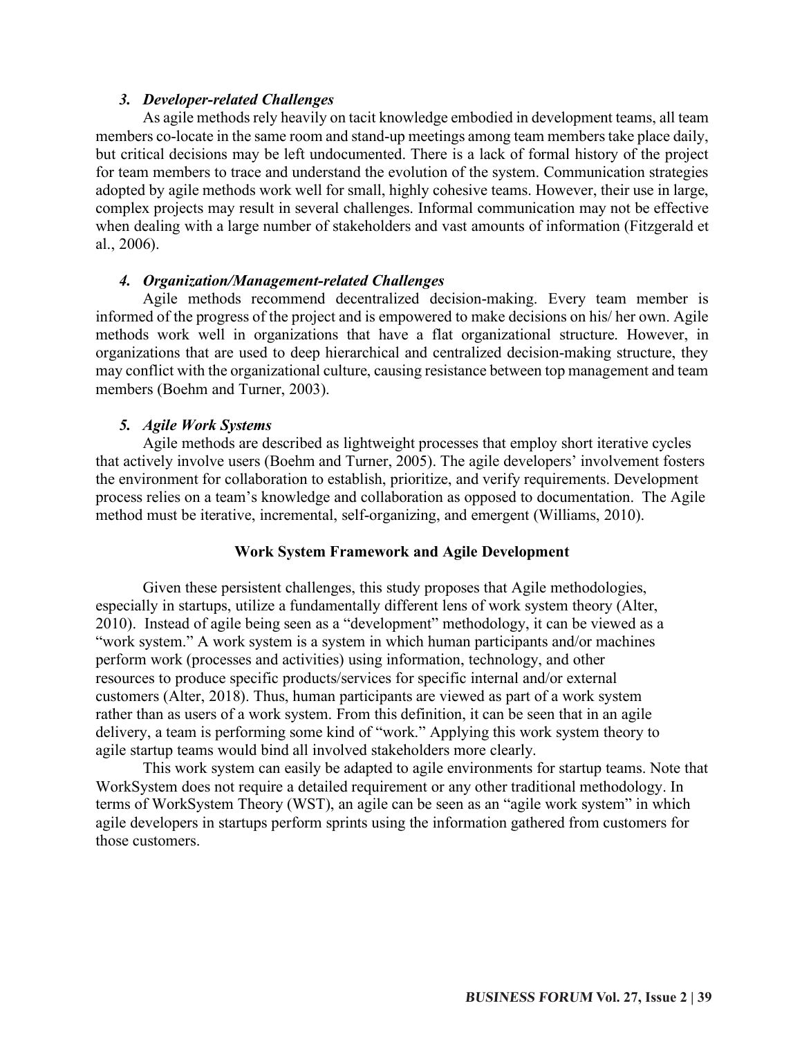### *3. Developer-related Challenges*

As agile methods rely heavily on tacit knowledge embodied in development teams, all team members co-locate in the same room and stand-up meetings among team members take place daily, but critical decisions may be left undocumented. There is a lack of formal history of the project for team members to trace and understand the evolution of the system. Communication strategies adopted by agile methods work well for small, highly cohesive teams. However, their use in large, complex projects may result in several challenges. Informal communication may not be effective when dealing with a large number of stakeholders and vast amounts of information (Fitzgerald et al., 2006).

### *4. Organization/Management-related Challenges*

Agile methods recommend decentralized decision-making. Every team member is informed of the progress of the project and is empowered to make decisions on his/ her own. Agile methods work well in organizations that have a flat organizational structure. However, in organizations that are used to deep hierarchical and centralized decision-making structure, they may conflict with the organizational culture, causing resistance between top management and team members (Boehm and Turner, 2003).

### *5. Agile Work Systems*

Agile methods are described as lightweight processes that employ short iterative cycles that actively involve users (Boehm and Turner, 2005). The agile developers' involvement fosters the environment for collaboration to establish, prioritize, and verify requirements. Development process relies on a team's knowledge and collaboration as opposed to documentation. The Agile method must be iterative, incremental, self-organizing, and emergent (Williams, 2010).

## Work System Framework and Agile Development

Given these persistent challenges, this study proposes that Agile methodologies, especially in startups, utilize a fundamentally different lens of work system theory (Alter, 2010). Instead of agile being seen as a "development" methodology, it can be viewed as a "work system." A work system is a system in which human participants and/or machines perform work (processes and activities) using information, technology, and other resources to produce specific products/services for specific internal and/or external customers (Alter, 2018). Thus, human participants are viewed as part of a work system rather than as users of a work system. From this definition, it can be seen that in an agile delivery, a team is performing some kind of "work." Applying this work system theory to agile startup teams would bind all involved stakeholders more clearly.

This work system can easily be adapted to agile environments for startup teams. Note that WorkSystem does not require a detailed requirement or any other traditional methodology. In terms of WorkSystem Theory (WST), an agile can be seen as an "agile work system" in which agile developers in startups perform sprints using the information gathered from customers for those customers.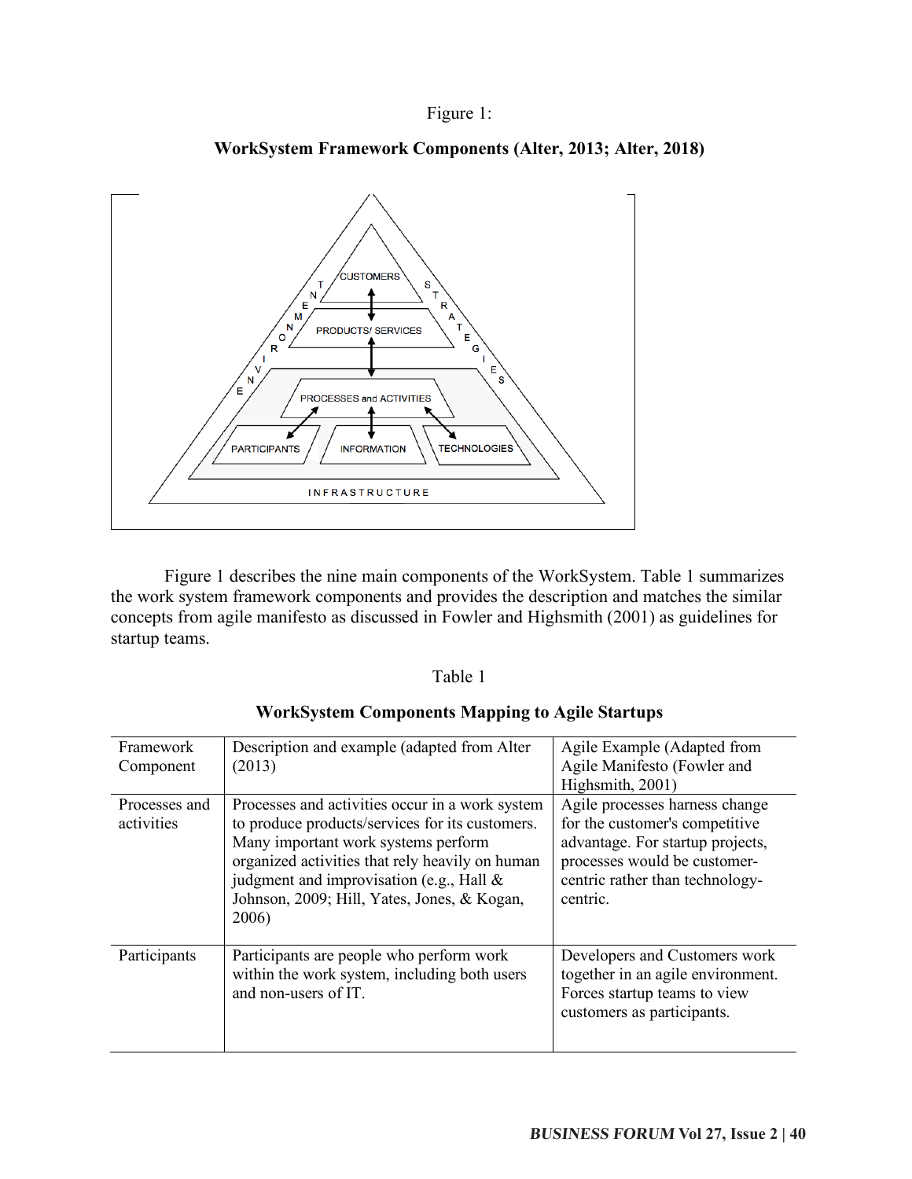Figure 1:

**WorkSystem Framework Components (Alter, 2013; Alter, 2018)**

Figure 1 describes the nine main components of the WorkSystem. Table 1 summarizes the work system framework components and provides the description and matches the similar concepts from agile manifesto as discussed in Fowler and Highsmith (2001) as guidelines for startup teams.

Table 1

**WorkSystem Components Mapping to Agile Startups**

| Framework Component | Description and example (adapted from Alter (2013) | Agile Example (Adapted from Agile Manifesto (Fowler and Highsmith, 2001) |
|---|---|---|
| Processes and activities | Processes and activities occur in a work system to produce products/services for its customers. Many important work systems perform organized activities that rely heavily on human judgment and improvisation (e.g., Hall & Johnson, 2009; Hill, Yates, Jones, & Kogan, 2006) | Agile processes harness change for the customer's competitive advantage. For startup projects, processes would be customer-centric rather than technology-centric. |
| Participants | Participants are people who perform work within the work system, including both users and non-users of IT. | Developers and Customers work together in an agile environment. Forces startup teams to view customers as participants. |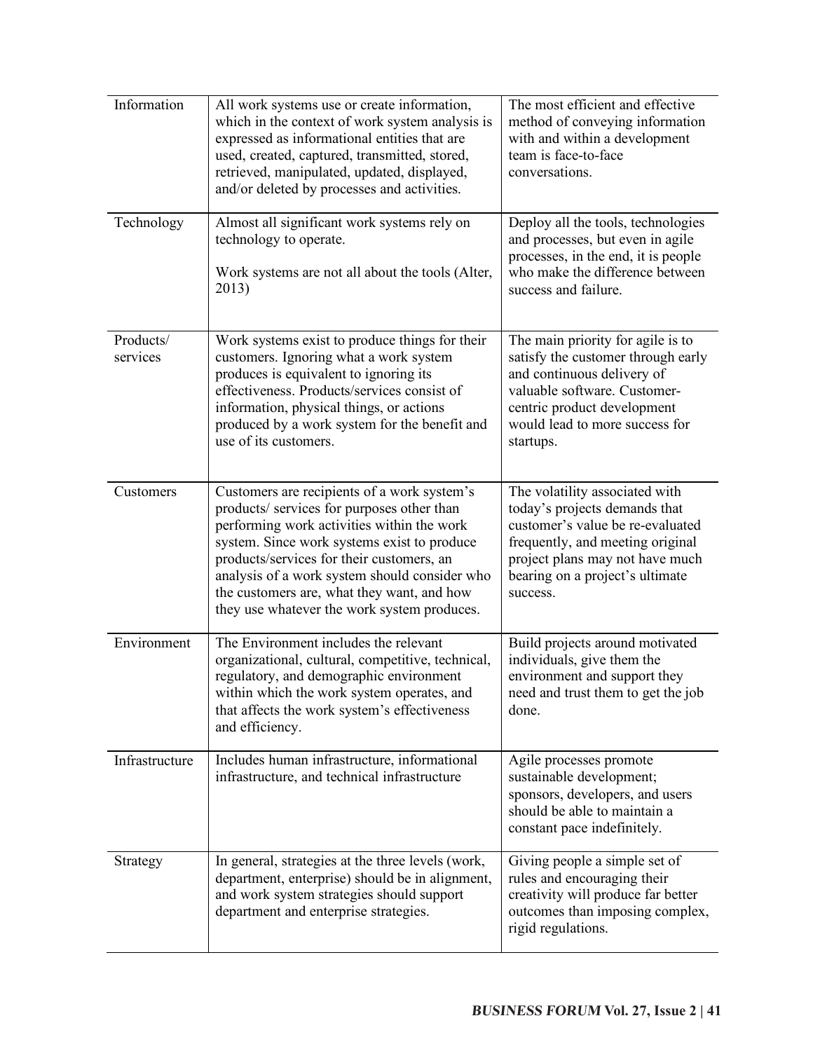| | | |
|---|---|---|
| Information | All work systems use or create information, which in the context of work system analysis is expressed as informational entities that are used, created, captured, transmitted, stored, retrieved, manipulated, updated, displayed, and/or deleted by processes and activities. | The most efficient and effective method of conveying information with and within a development team is face-to-face conversations. |
| Technology | Almost all significant work systems rely on technology to operate.<br><br>Work systems are not all about the tools (Alter, 2013) | Deploy all the tools, technologies and processes, but even in agile processes, in the end, it is people who make the difference between success and failure. |
| Products/ services | Work systems exist to produce things for their customers. Ignoring what a work system produces is equivalent to ignoring its effectiveness. Products/services consist of information, physical things, or actions produced by a work system for the benefit and use of its customers. | The main priority for agile is to satisfy the customer through early and continuous delivery of valuable software. Customer-centric product development would lead to more success for startups. |
| Customers | Customers are recipients of a work system's products/ services for purposes other than performing work activities within the work system. Since work systems exist to produce products/services for their customers, an analysis of a work system should consider who the customers are, what they want, and how they use whatever the work system produces. | The volatility associated with today's projects demands that customer's value be re-evaluated frequently, and meeting original project plans may not have much bearing on a project's ultimate success. |
| Environment | The Environment includes the relevant organizational, cultural, competitive, technical, regulatory, and demographic environment within which the work system operates, and that affects the work system's effectiveness and efficiency. | Build projects around motivated individuals, give them the environment and support they need and trust them to get the job done. |
| Infrastructure | Includes human infrastructure, informational infrastructure, and technical infrastructure | Agile processes promote sustainable development; sponsors, developers, and users should be able to maintain a constant pace indefinitely. |
| Strategy | In general, strategies at the three levels (work, department, enterprise) should be in alignment, and work system strategies should support department and enterprise strategies. | Giving people a simple set of rules and encouraging their creativity will produce far better outcomes than imposing complex, rigid regulations. |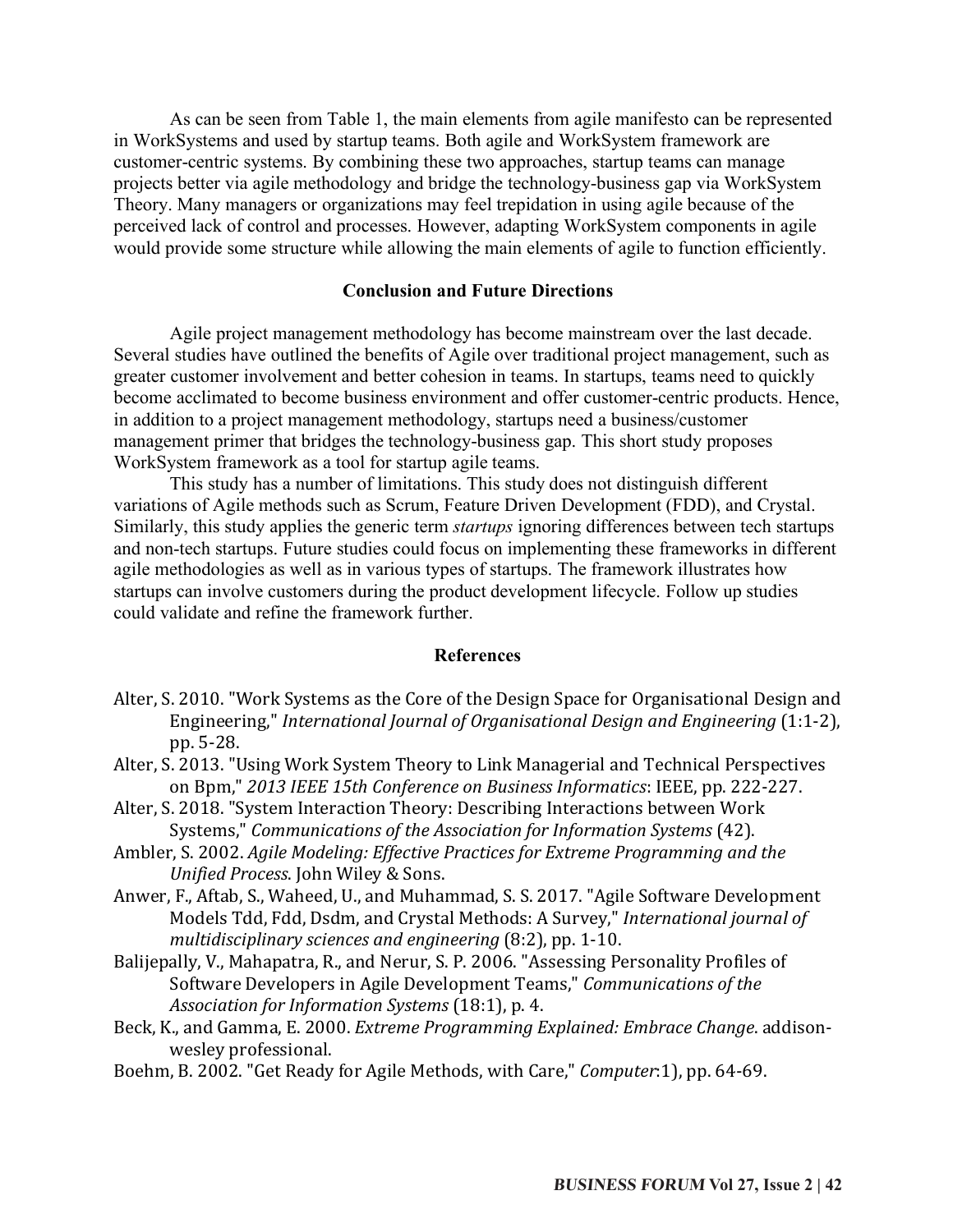As can be seen from Table 1, the main elements from agile manifesto can be represented in WorkSystems and used by startup teams. Both agile and WorkSystem framework are customer-centric systems. By combining these two approaches, startup teams can manage projects better via agile methodology and bridge the technology-business gap via WorkSystem Theory. Many managers or organizations may feel trepidation in using agile because of the perceived lack of control and processes. However, adapting WorkSystem components in agile would provide some structure while allowing the main elements of agile to function efficiently.

## Conclusion and Future Directions

Agile project management methodology has become mainstream over the last decade. Several studies have outlined the benefits of Agile over traditional project management, such as greater customer involvement and better cohesion in teams. In startups, teams need to quickly become acclimated to become business environment and offer customer-centric products. Hence, in addition to a project management methodology, startups need a business/customer management primer that bridges the technology-business gap. This short study proposes WorkSystem framework as a tool for startup agile teams.

This study has a number of limitations. This study does not distinguish different variations of Agile methods such as Scrum, Feature Driven Development (FDD), and Crystal. Similarly, this study applies the generic term *startups* ignoring differences between tech startups and non-tech startups. Future studies could focus on implementing these frameworks in different agile methodologies as well as in various types of startups. The framework illustrates how startups can involve customers during the product development lifecycle. Follow up studies could validate and refine the framework further.

## References

Alter, S. 2010. "Work Systems as the Core of the Design Space for Organisational Design and Engineering," *International Journal of Organisational Design and Engineering* (1:1-2), pp. 5-28.

Alter, S. 2013. "Using Work System Theory to Link Managerial and Technical Perspectives on Bpm," *2013 IEEE 15th Conference on Business Informatics*: IEEE, pp. 222-227.

Alter, S. 2018. "System Interaction Theory: Describing Interactions between Work Systems," *Communications of the Association for Information Systems* (42).

Ambler, S. 2002. *Agile Modeling: Effective Practices for Extreme Programming and the Unified Process*. John Wiley & Sons.

Anwer, F., Aftab, S., Waheed, U., and Muhammad, S. S. 2017. "Agile Software Development Models Tdd, Fdd, Dsdm, and Crystal Methods: A Survey," *International journal of multidisciplinary sciences and engineering* (8:2), pp. 1-10.

Balijepally, V., Mahapatra, R., and Nerur, S. P. 2006. "Assessing Personality Profiles of Software Developers in Agile Development Teams," *Communications of the Association for Information Systems* (18:1), p. 4.

Beck, K., and Gamma, E. 2000. *Extreme Programming Explained: Embrace Change*. addison-wesley professional.

Boehm, B. 2002. "Get Ready for Agile Methods, with Care," *Computer*:1), pp. 64-69.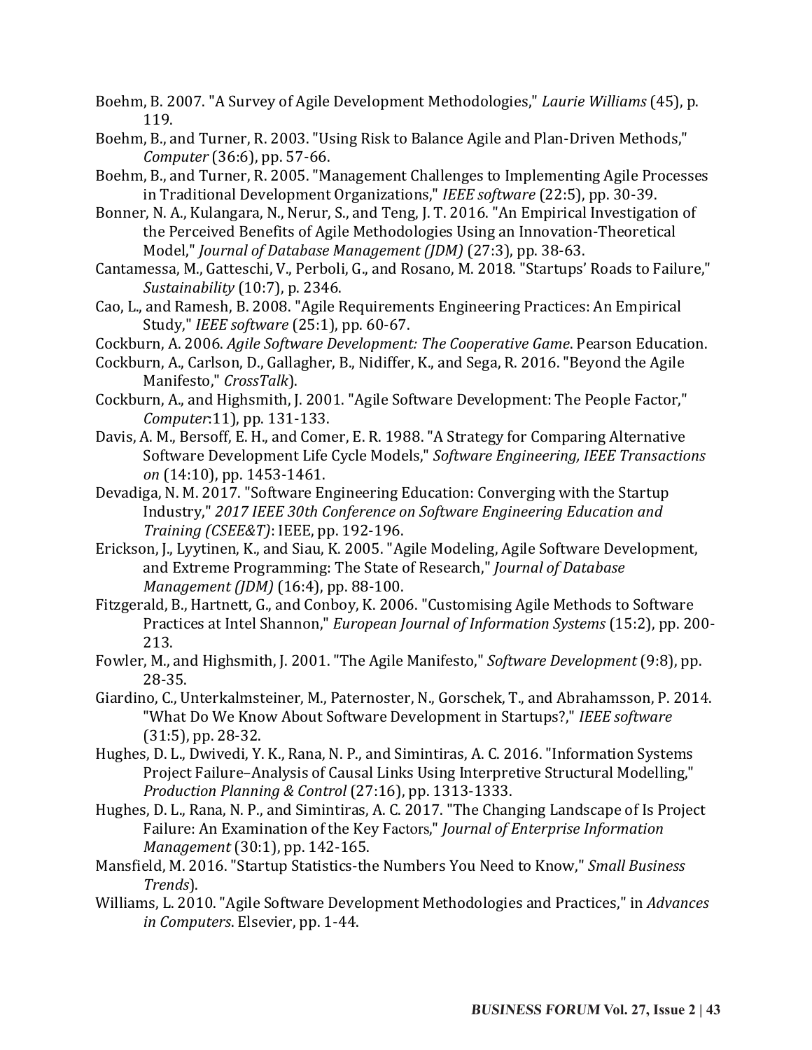Boehm, B. 2007. "A Survey of Agile Development Methodologies," *Laurie Williams* (45), p. 119.

Boehm, B., and Turner, R. 2003. "Using Risk to Balance Agile and Plan-Driven Methods," *Computer* (36:6), pp. 57-66.

Boehm, B., and Turner, R. 2005. "Management Challenges to Implementing Agile Processes in Traditional Development Organizations," *IEEE software* (22:5), pp. 30-39.

Bonner, N. A., Kulangara, N., Nerur, S., and Teng, J. T. 2016. "An Empirical Investigation of the Perceived Benefits of Agile Methodologies Using an Innovation-Theoretical Model," *Journal of Database Management (JDM)* (27:3), pp. 38-63.

Cantamessa, M., Gatteschi, V., Perboli, G., and Rosano, M. 2018. "Startups' Roads to Failure," *Sustainability* (10:7), p. 2346.

Cao, L., and Ramesh, B. 2008. "Agile Requirements Engineering Practices: An Empirical Study," *IEEE software* (25:1), pp. 60-67.

Cockburn, A. 2006. *Agile Software Development: The Cooperative Game*. Pearson Education.

Cockburn, A., Carlson, D., Gallagher, B., Nidiffer, K., and Sega, R. 2016. "Beyond the Agile Manifesto," *CrossTalk*).

Cockburn, A., and Highsmith, J. 2001. "Agile Software Development: The People Factor," *Computer*:11), pp. 131-133.

Davis, A. M., Bersoff, E. H., and Comer, E. R. 1988. "A Strategy for Comparing Alternative Software Development Life Cycle Models," *Software Engineering, IEEE Transactions on* (14:10), pp. 1453-1461.

Devadiga, N. M. 2017. "Software Engineering Education: Converging with the Startup Industry," *2017 IEEE 30th Conference on Software Engineering Education and Training (CSEE&T)*: IEEE, pp. 192-196.

Erickson, J., Lyytinen, K., and Siau, K. 2005. "Agile Modeling, Agile Software Development, and Extreme Programming: The State of Research," *Journal of Database Management (JDM)* (16:4), pp. 88-100.

Fitzgerald, B., Hartnett, G., and Conboy, K. 2006. "Customising Agile Methods to Software Practices at Intel Shannon," *European Journal of Information Systems* (15:2), pp. 200-213.

Fowler, M., and Highsmith, J. 2001. "The Agile Manifesto," *Software Development* (9:8), pp. 28-35.

Giardino, C., Unterkalmsteiner, M., Paternoster, N., Gorschek, T., and Abrahamsson, P. 2014. "What Do We Know About Software Development in Startups?," *IEEE software* (31:5), pp. 28-32.

Hughes, D. L., Dwivedi, Y. K., Rana, N. P., and Simintiras, A. C. 2016. "Information Systems Project Failure–Analysis of Causal Links Using Interpretive Structural Modelling," *Production Planning & Control* (27:16), pp. 1313-1333.

Hughes, D. L., Rana, N. P., and Simintiras, A. C. 2017. "The Changing Landscape of Is Project Failure: An Examination of the Key Factors," *Journal of Enterprise Information Management* (30:1), pp. 142-165.

Mansfield, M. 2016. "Startup Statistics-the Numbers You Need to Know," *Small Business Trends*).

Williams, L. 2010. "Agile Software Development Methodologies and Practices," in *Advances in Computers*. Elsevier, pp. 1-44.